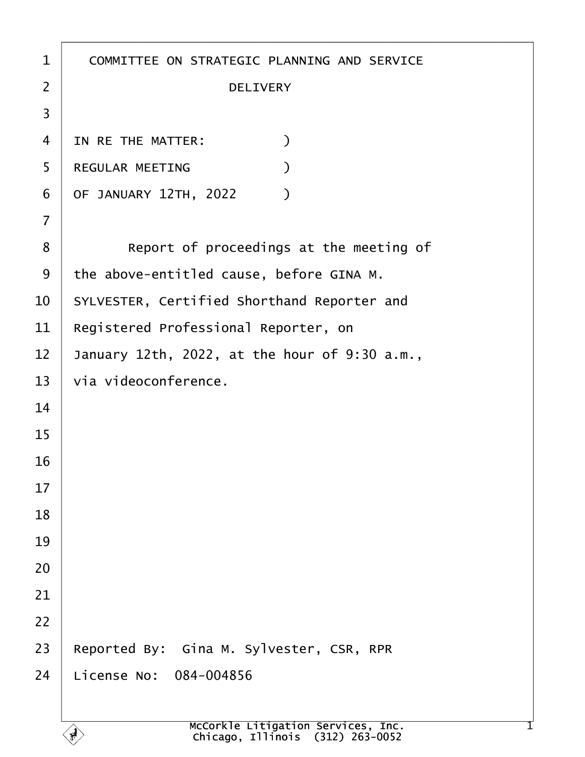COMMITTEE ON STRATEGIC PLANNING AND SERVICE
DELIVERY

IN RE THE MATTER: )
REGULAR MEETING )
OF JANUARY 12TH, 2022 )

Report of proceedings at the meeting of the above-entitled cause, before GINA M. SYLVESTER, Certified Shorthand Reporter and Registered Professional Reporter, on January 12th, 2022, at the hour of 9:30 a.m., via videoconference.

Reported By: Gina M. Sylvester, CSR, RPR
License No: 084-004856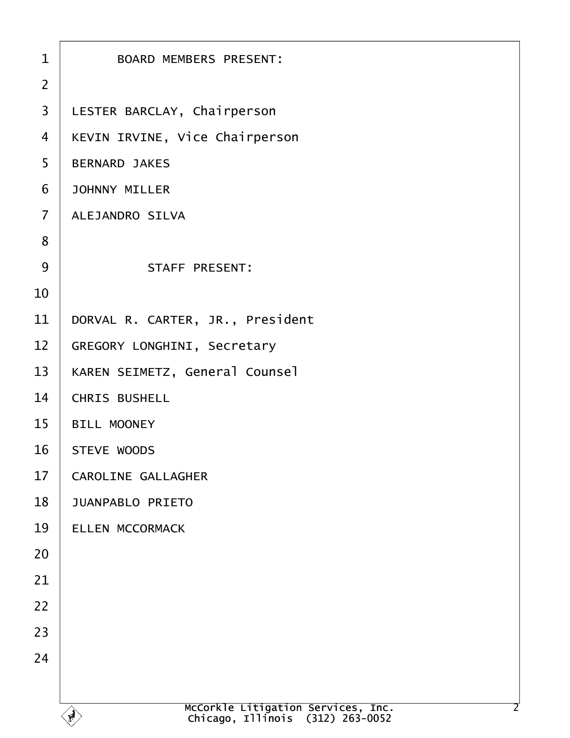BOARD MEMBERS PRESENT:

LESTER BARCLAY, Chairperson

KEVIN IRVINE, Vice Chairperson

BERNARD JAKES

JOHNNY MILLER

ALEJANDRO SILVA

STAFF PRESENT:

DORVAL R. CARTER, JR., President

GREGORY LONGHINI, Secretary

KAREN SEIMETZ, General Counsel

CHRIS BUSHELL

BILL MOONEY

STEVE WOODS

CAROLINE GALLAGHER

JUANPABLO PRIETO

ELLEN MCCORMACK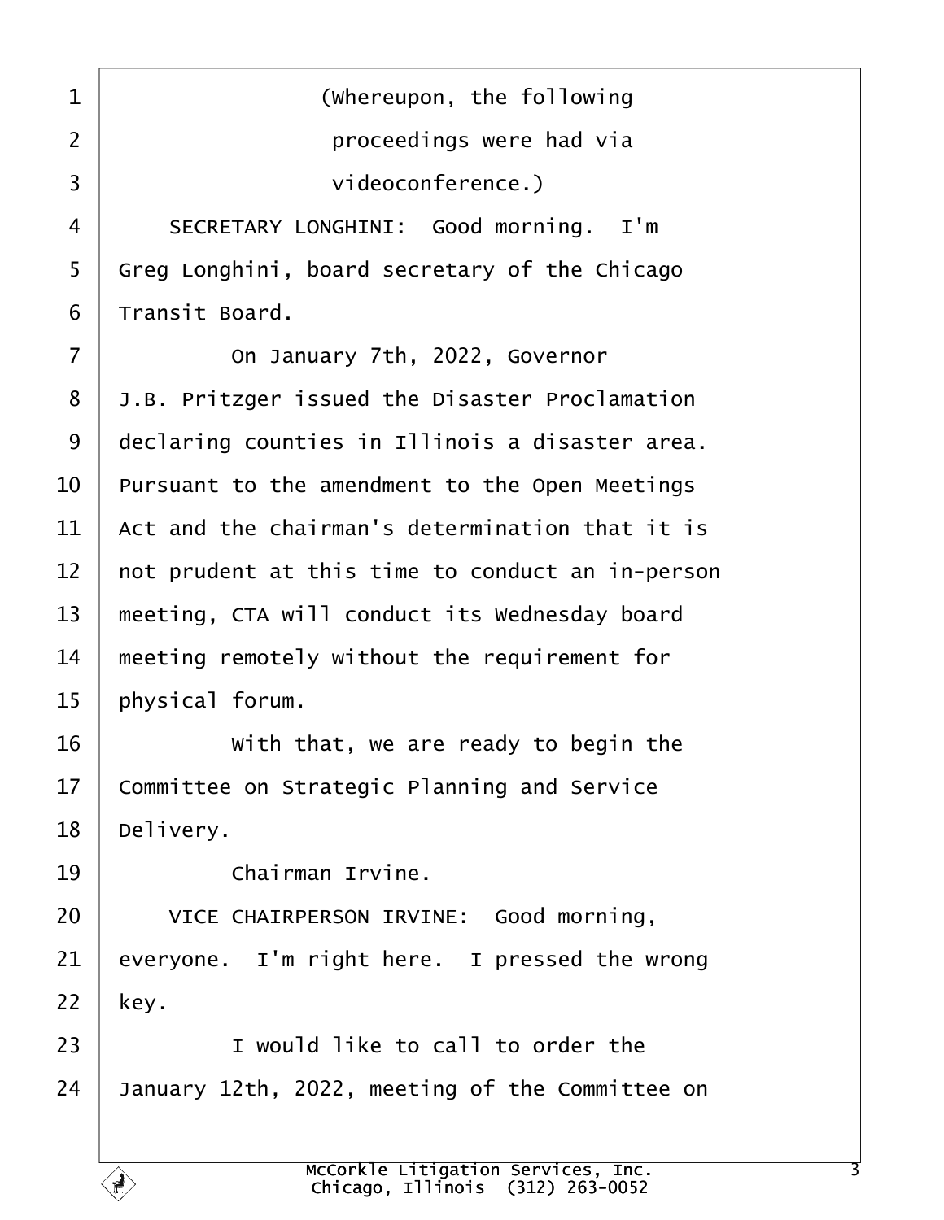(Whereupon, the following proceedings were had via videoconference.)

SECRETARY LONGHINI: Good morning. I'm Greg Longhini, board secretary of the Chicago Transit Board.

On January 7th, 2022, Governor J.B. Pritzger issued the Disaster Proclamation declaring counties in Illinois a disaster area. Pursuant to the amendment to the Open Meetings Act and the chairman's determination that it is not prudent at this time to conduct an in-person meeting, CTA will conduct its Wednesday board meeting remotely without the requirement for physical forum.

With that, we are ready to begin the Committee on Strategic Planning and Service Delivery.

Chairman Irvine.

VICE CHAIRPERSON IRVINE: Good morning, everyone. I'm right here. I pressed the wrong key.

I would like to call to order the January 12th, 2022, meeting of the Committee on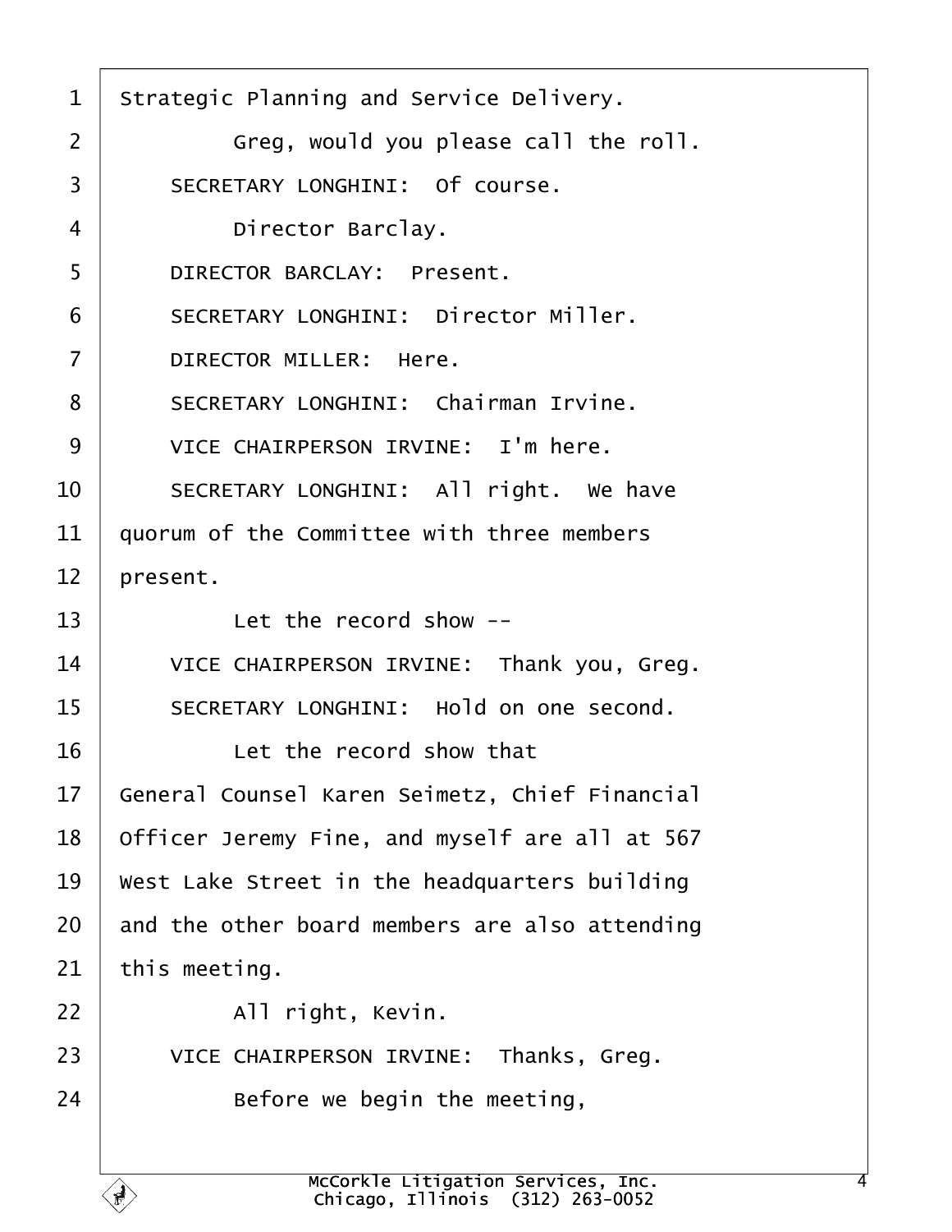1 Strategic Planning and Service Delivery.

2 Greg, would you please call the roll.

3 SECRETARY LONGHINI: Of course.

4 Director Barclay.

5 DIRECTOR BARCLAY: Present.

6 SECRETARY LONGHINI: Director Miller.

7 DIRECTOR MILLER: Here.

8 SECRETARY LONGHINI: Chairman Irvine.

9 VICE CHAIRPERSON IRVINE: I'm here.

10 SECRETARY LONGHINI: All right. We have

11 quorum of the Committee with three members

12 present.

13 Let the record show --

14 VICE CHAIRPERSON IRVINE: Thank you, Greg.

15 SECRETARY LONGHINI: Hold on one second.

16 Let the record show that

17 General Counsel Karen Seimetz, Chief Financial

18 Officer Jeremy Fine, and myself are all at 567

19 West Lake Street in the headquarters building

20 and the other board members are also attending

21 this meeting.

22 All right, Kevin.

23 VICE CHAIRPERSON IRVINE: Thanks, Greg.

24 Before we begin the meeting,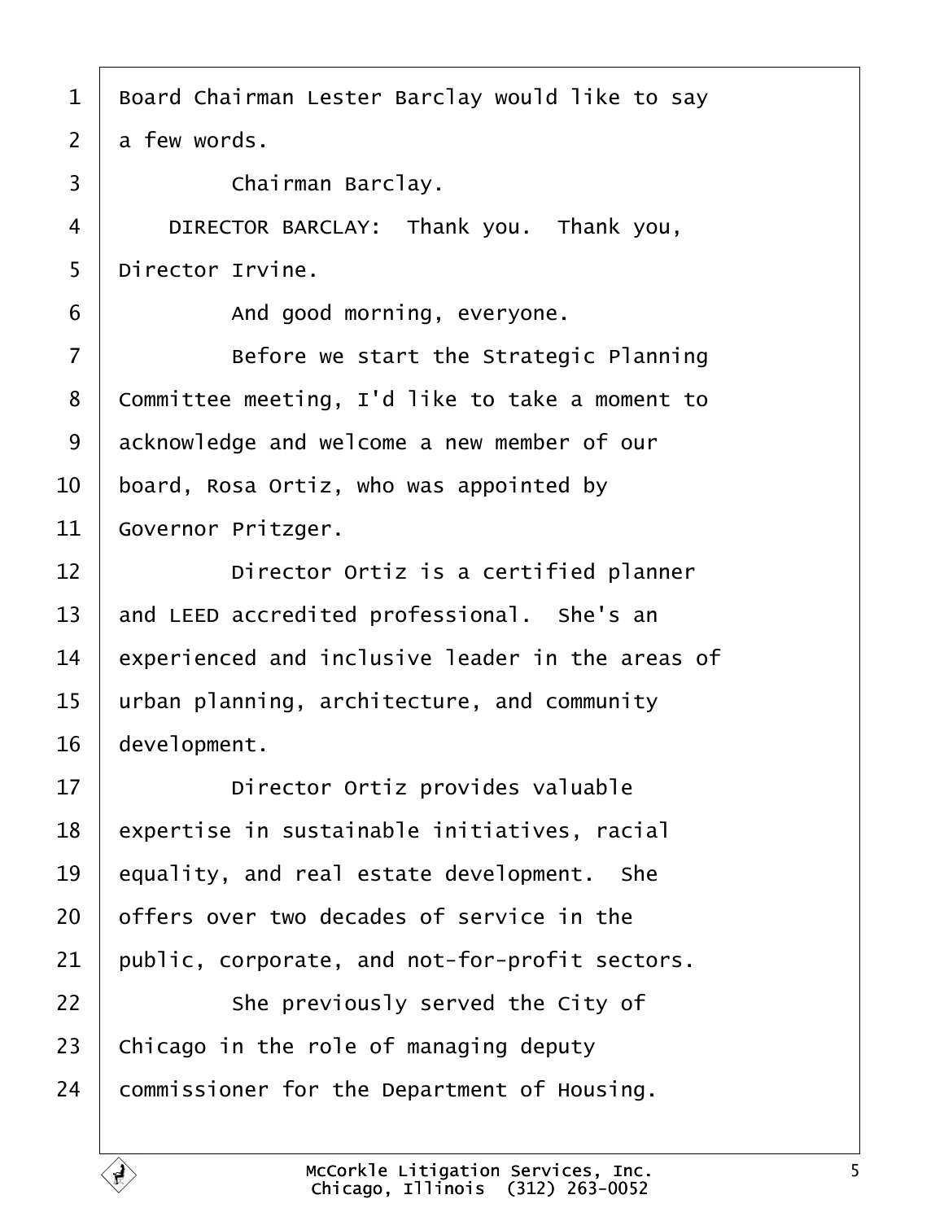1 Board Chairman Lester Barclay would like to say
2 a few words.
3 Chairman Barclay.
4 DIRECTOR BARCLAY: Thank you. Thank you,
5 Director Irvine.
6 And good morning, everyone.
7 Before we start the Strategic Planning
8 Committee meeting, I'd like to take a moment to
9 acknowledge and welcome a new member of our
10 board, Rosa Ortiz, who was appointed by
11 Governor Pritzger.
12 Director Ortiz is a certified planner
13 and LEED accredited professional. She's an
14 experienced and inclusive leader in the areas of
15 urban planning, architecture, and community
16 development.
17 Director Ortiz provides valuable
18 expertise in sustainable initiatives, racial
19 equality, and real estate development. She
20 offers over two decades of service in the
21 public, corporate, and not-for-profit sectors.
22 She previously served the City of
23 Chicago in the role of managing deputy
24 commissioner for the Department of Housing.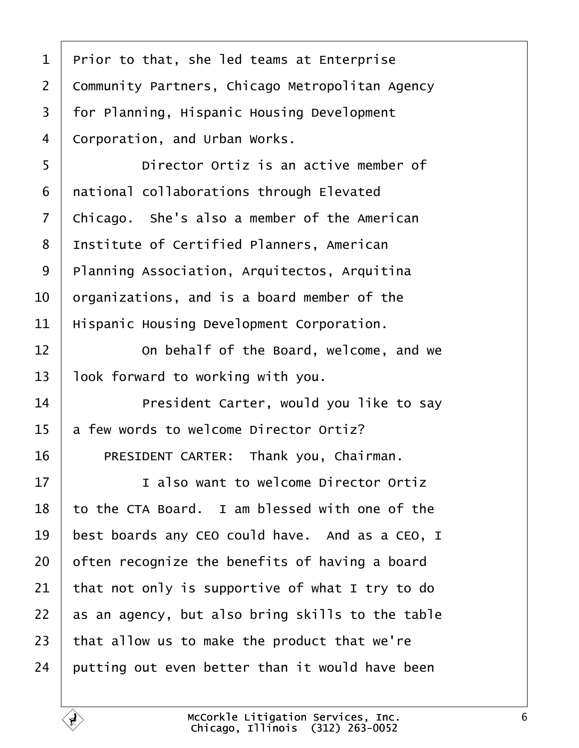Prior to that, she led teams at Enterprise Community Partners, Chicago Metropolitan Agency for Planning, Hispanic Housing Development Corporation, and Urban Works.

Director Ortiz is an active member of national collaborations through Elevated Chicago. She's also a member of the American Institute of Certified Planners, American Planning Association, Arquitectos, Arquitina organizations, and is a board member of the Hispanic Housing Development Corporation.

On behalf of the Board, welcome, and we look forward to working with you.

President Carter, would you like to say a few words to welcome Director Ortiz?

PRESIDENT CARTER: Thank you, Chairman.

I also want to welcome Director Ortiz to the CTA Board. I am blessed with one of the best boards any CEO could have. And as a CEO, I often recognize the benefits of having a board that not only is supportive of what I try to do as an agency, but also bring skills to the table that allow us to make the product that we're putting out even better than it would have been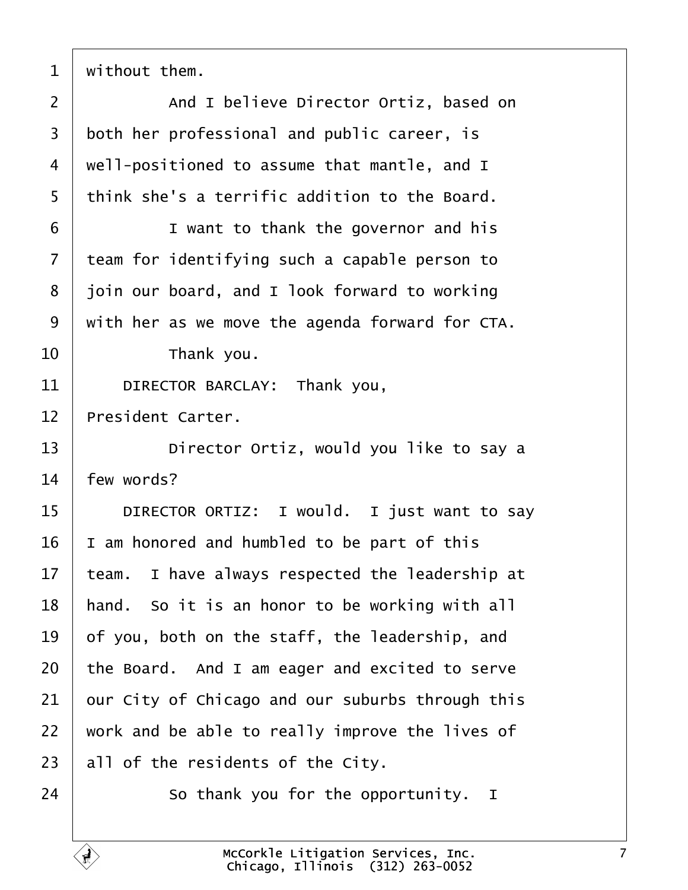without them.

And I believe Director Ortiz, based on both her professional and public career, is well-positioned to assume that mantle, and I think she's a terrific addition to the Board.

I want to thank the governor and his team for identifying such a capable person to join our board, and I look forward to working with her as we move the agenda forward for CTA.

Thank you.

DIRECTOR BARCLAY: Thank you, President Carter.

Director Ortiz, would you like to say a few words?

DIRECTOR ORTIZ: I would. I just want to say I am honored and humbled to be part of this team. I have always respected the leadership at hand. So it is an honor to be working with all of you, both on the staff, the leadership, and the Board. And I am eager and excited to serve our City of Chicago and our suburbs through this work and be able to really improve the lives of all of the residents of the City.

So thank you for the opportunity. I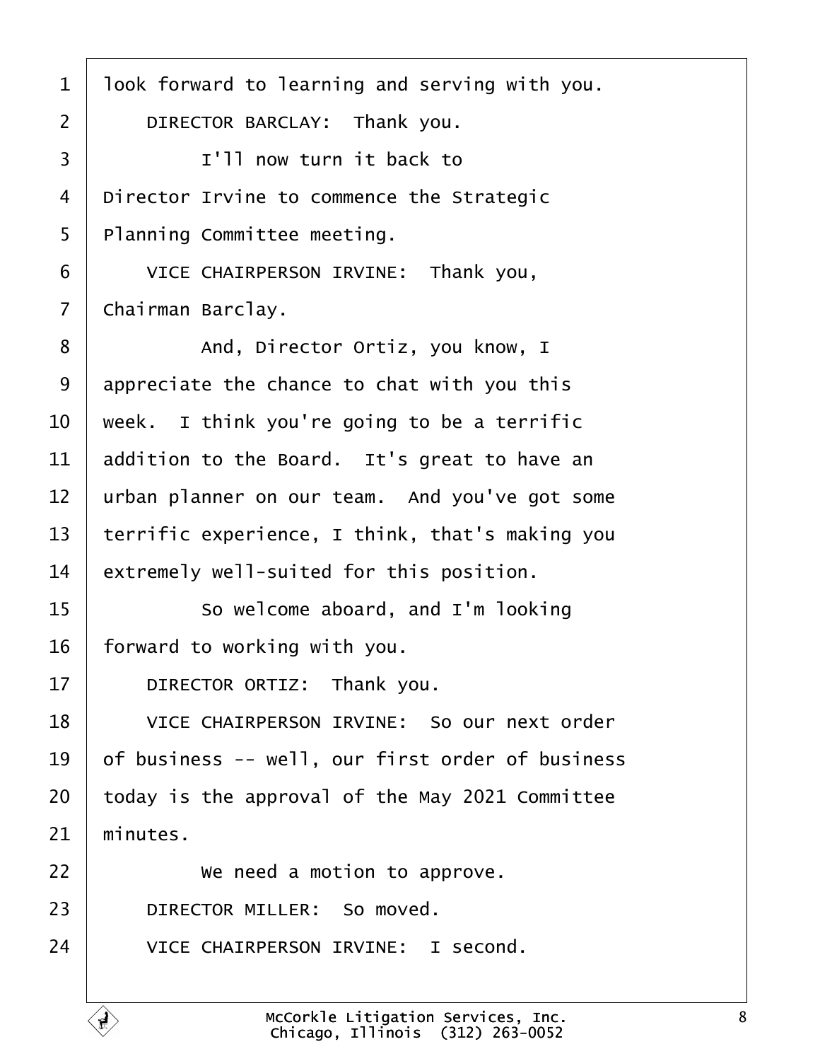look forward to learning and serving with you.

DIRECTOR BARCLAY: Thank you.

I'll now turn it back to Director Irvine to commence the Strategic Planning Committee meeting.

VICE CHAIRPERSON IRVINE: Thank you, Chairman Barclay.

And, Director Ortiz, you know, I appreciate the chance to chat with you this week. I think you're going to be a terrific addition to the Board. It's great to have an urban planner on our team. And you've got some terrific experience, I think, that's making you extremely well-suited for this position.

So welcome aboard, and I'm looking forward to working with you.

DIRECTOR ORTIZ: Thank you.

VICE CHAIRPERSON IRVINE: So our next order of business -- well, our first order of business today is the approval of the May 2021 Committee minutes.

We need a motion to approve.

DIRECTOR MILLER: So moved.

VICE CHAIRPERSON IRVINE: I second.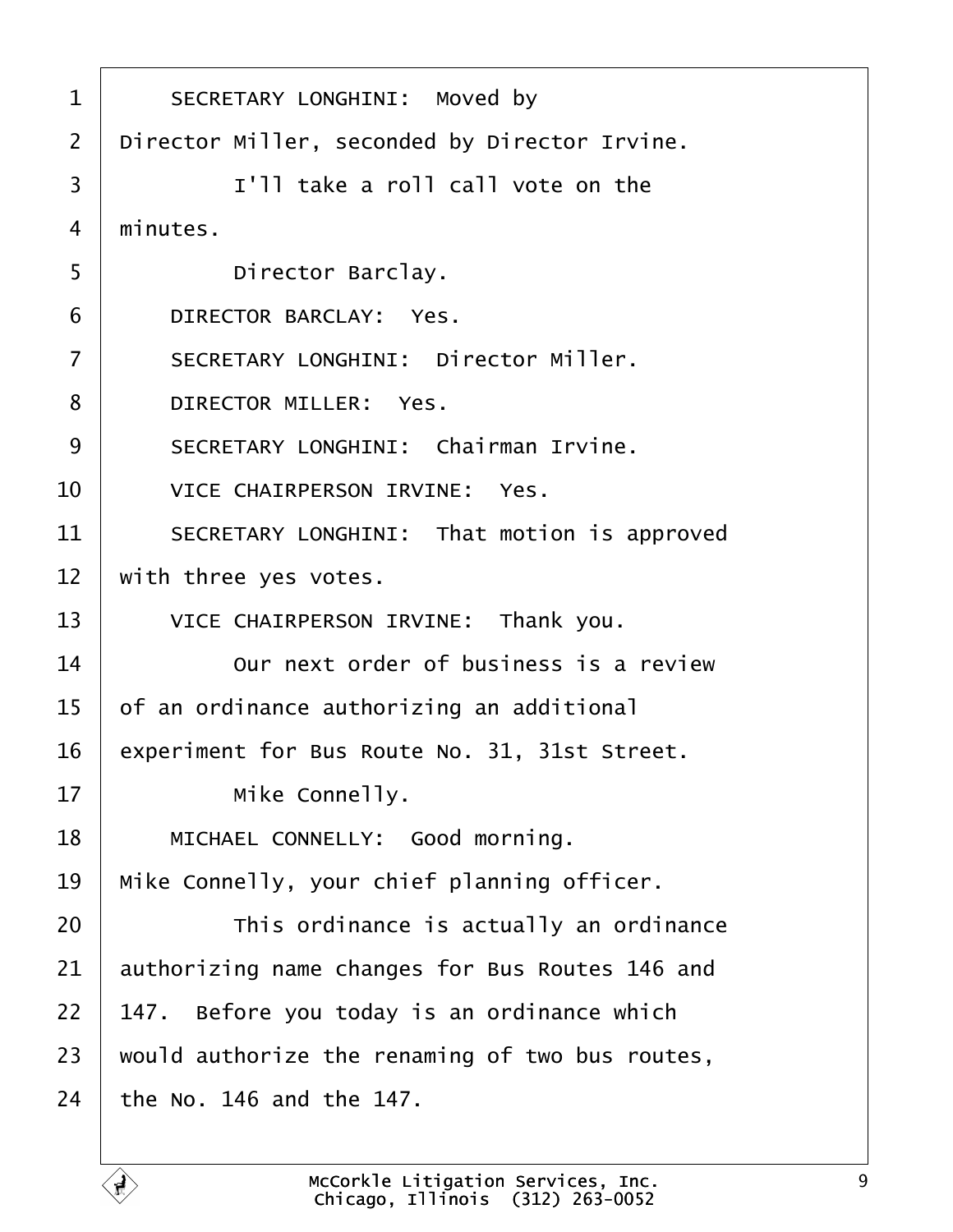SECRETARY LONGHINI: Moved by Director Miller, seconded by Director Irvine.

I'll take a roll call vote on the minutes.

Director Barclay.

DIRECTOR BARCLAY: Yes.

SECRETARY LONGHINI: Director Miller.

DIRECTOR MILLER: Yes.

SECRETARY LONGHINI: Chairman Irvine.

VICE CHAIRPERSON IRVINE: Yes.

SECRETARY LONGHINI: That motion is approved with three yes votes.

VICE CHAIRPERSON IRVINE: Thank you.

Our next order of business is a review of an ordinance authorizing an additional experiment for Bus Route No. 31, 31st Street.

Mike Connelly.

MICHAEL CONNELLY: Good morning. Mike Connelly, your chief planning officer.

This ordinance is actually an ordinance authorizing name changes for Bus Routes 146 and 147. Before you today is an ordinance which would authorize the renaming of two bus routes, the No. 146 and the 147.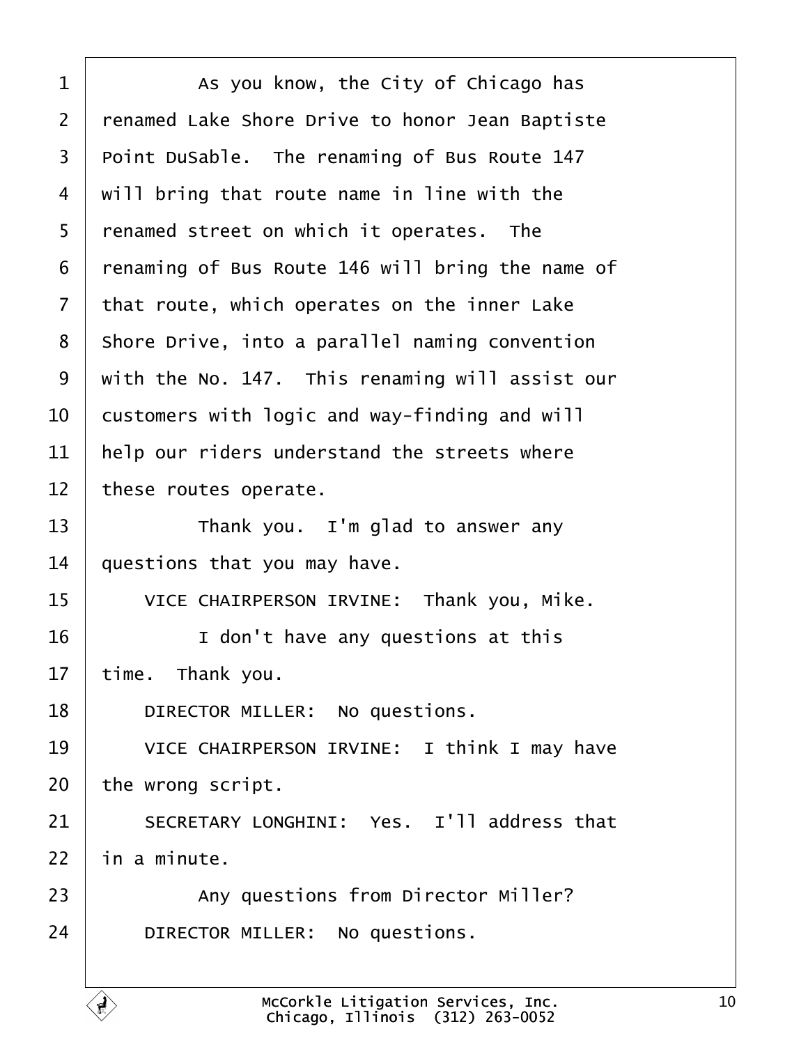As you know, the City of Chicago has renamed Lake Shore Drive to honor Jean Baptiste Point DuSable. The renaming of Bus Route 147 will bring that route name in line with the renamed street on which it operates. The renaming of Bus Route 146 will bring the name of that route, which operates on the inner Lake Shore Drive, into a parallel naming convention with the No. 147. This renaming will assist our customers with logic and way-finding and will help our riders understand the streets where these routes operate.

Thank you. I'm glad to answer any questions that you may have.

VICE CHAIRPERSON IRVINE: Thank you, Mike.

I don't have any questions at this time. Thank you.

DIRECTOR MILLER: No questions.

VICE CHAIRPERSON IRVINE: I think I may have the wrong script.

SECRETARY LONGHINI: Yes. I'll address that in a minute.

Any questions from Director Miller?

DIRECTOR MILLER: No questions.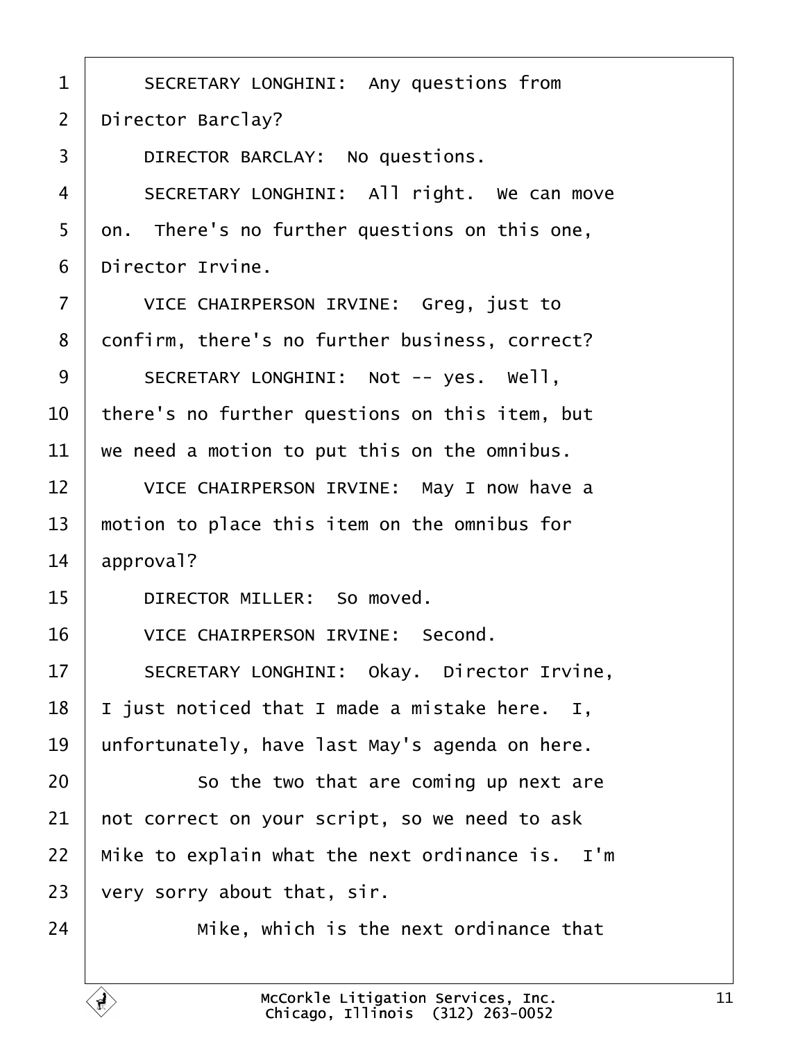SECRETARY LONGHINI: Any questions from Director Barclay?

DIRECTOR BARCLAY: No questions.

SECRETARY LONGHINI: All right. We can move on. There's no further questions on this one, Director Irvine.

VICE CHAIRPERSON IRVINE: Greg, just to confirm, there's no further business, correct?

SECRETARY LONGHINI: Not -- yes. Well, there's no further questions on this item, but we need a motion to put this on the omnibus.

VICE CHAIRPERSON IRVINE: May I now have a motion to place this item on the omnibus for approval?

DIRECTOR MILLER: So moved.

VICE CHAIRPERSON IRVINE: Second.

SECRETARY LONGHINI: Okay. Director Irvine, I just noticed that I made a mistake here. I, unfortunately, have last May's agenda on here.

So the two that are coming up next are not correct on your script, so we need to ask Mike to explain what the next ordinance is. I'm very sorry about that, sir.

Mike, which is the next ordinance that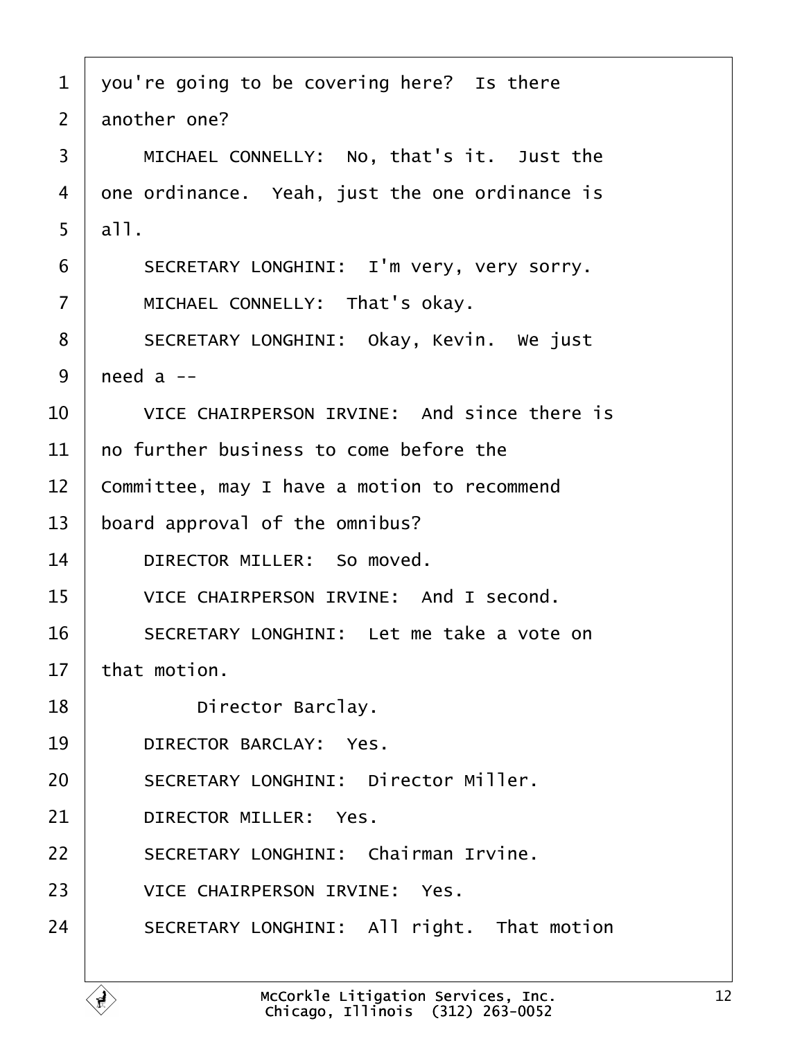you're going to be covering here?  Is there another one?

MICHAEL CONNELLY:  No, that's it.  Just the one ordinance.  Yeah, just the one ordinance is all.

SECRETARY LONGHINI:  I'm very, very sorry.

MICHAEL CONNELLY:  That's okay.

SECRETARY LONGHINI:  Okay, Kevin.  We just need a --

VICE CHAIRPERSON IRVINE:  And since there is no further business to come before the Committee, may I have a motion to recommend board approval of the omnibus?

DIRECTOR MILLER:  So moved.

VICE CHAIRPERSON IRVINE:  And I second.

SECRETARY LONGHINI:  Let me take a vote on that motion.

Director Barclay.

DIRECTOR BARCLAY:  Yes.

SECRETARY LONGHINI:  Director Miller.

DIRECTOR MILLER:  Yes.

SECRETARY LONGHINI:  Chairman Irvine.

VICE CHAIRPERSON IRVINE:  Yes.

SECRETARY LONGHINI:  All right.  That motion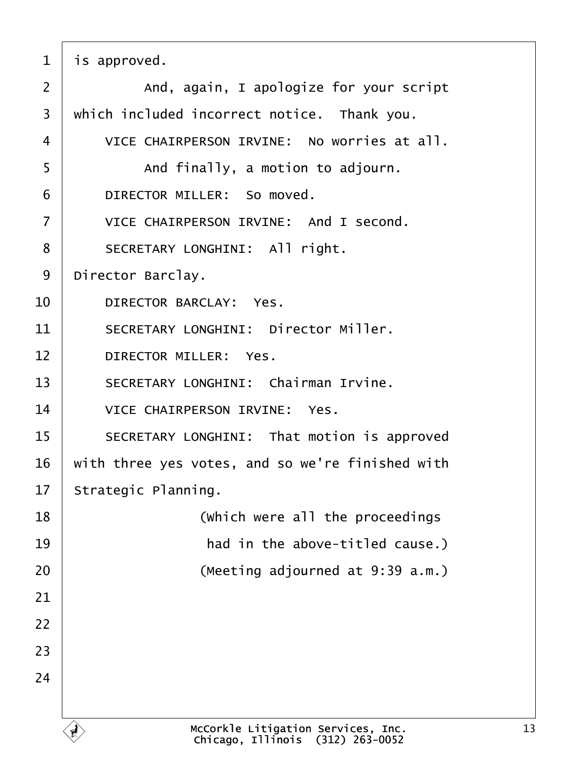is approved.

And, again, I apologize for your script which included incorrect notice. Thank you.

VICE CHAIRPERSON IRVINE: No worries at all.

And finally, a motion to adjourn.

DIRECTOR MILLER: So moved.

VICE CHAIRPERSON IRVINE: And I second.

SECRETARY LONGHINI: All right. Director Barclay.

DIRECTOR BARCLAY: Yes.

SECRETARY LONGHINI: Director Miller.

DIRECTOR MILLER: Yes.

SECRETARY LONGHINI: Chairman Irvine.

VICE CHAIRPERSON IRVINE: Yes.

SECRETARY LONGHINI: That motion is approved with three yes votes, and so we're finished with Strategic Planning.

(Which were all the proceedings had in the above-titled cause.)

(Meeting adjourned at 9:39 a.m.)

McCorkle Litigation Services, Inc.
Chicago, Illinois (312) 263-0052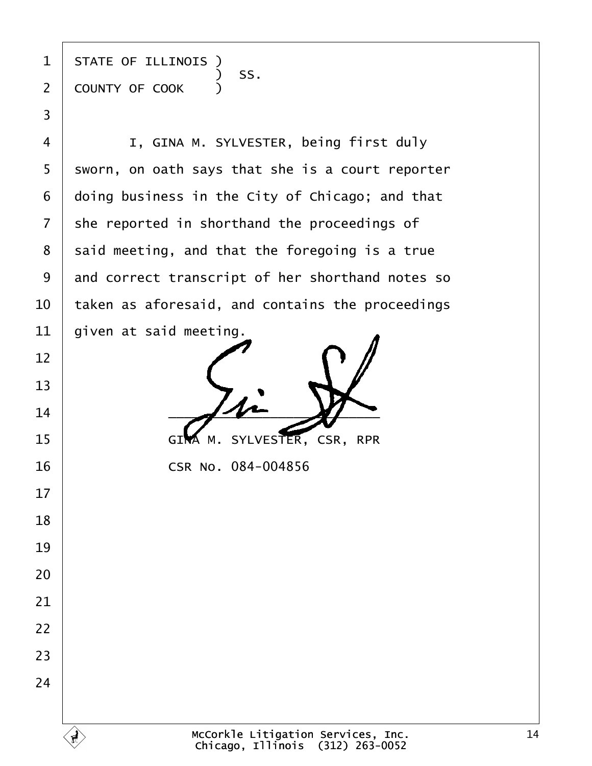STATE OF ILLINOIS )
                  ) SS.
COUNTY OF COOK    )

I, GINA M. SYLVESTER, being first duly sworn, on oath says that she is a court reporter doing business in the City of Chicago; and that she reported in shorthand the proceedings of said meeting, and that the foregoing is a true and correct transcript of her shorthand notes so taken as aforesaid, and contains the proceedings given at said meeting.

\_\_\_\_\_\_\_\_\_\_\_\_\_\_\_\_\_\_\_\_\_\_\_\_\_\_\_\_\_\_

GINA M. SYLVESTER, CSR, RPR

CSR No. 084-004856

McCorkle Litigation Services, Inc.
Chicago, Illinois (312) 263-0052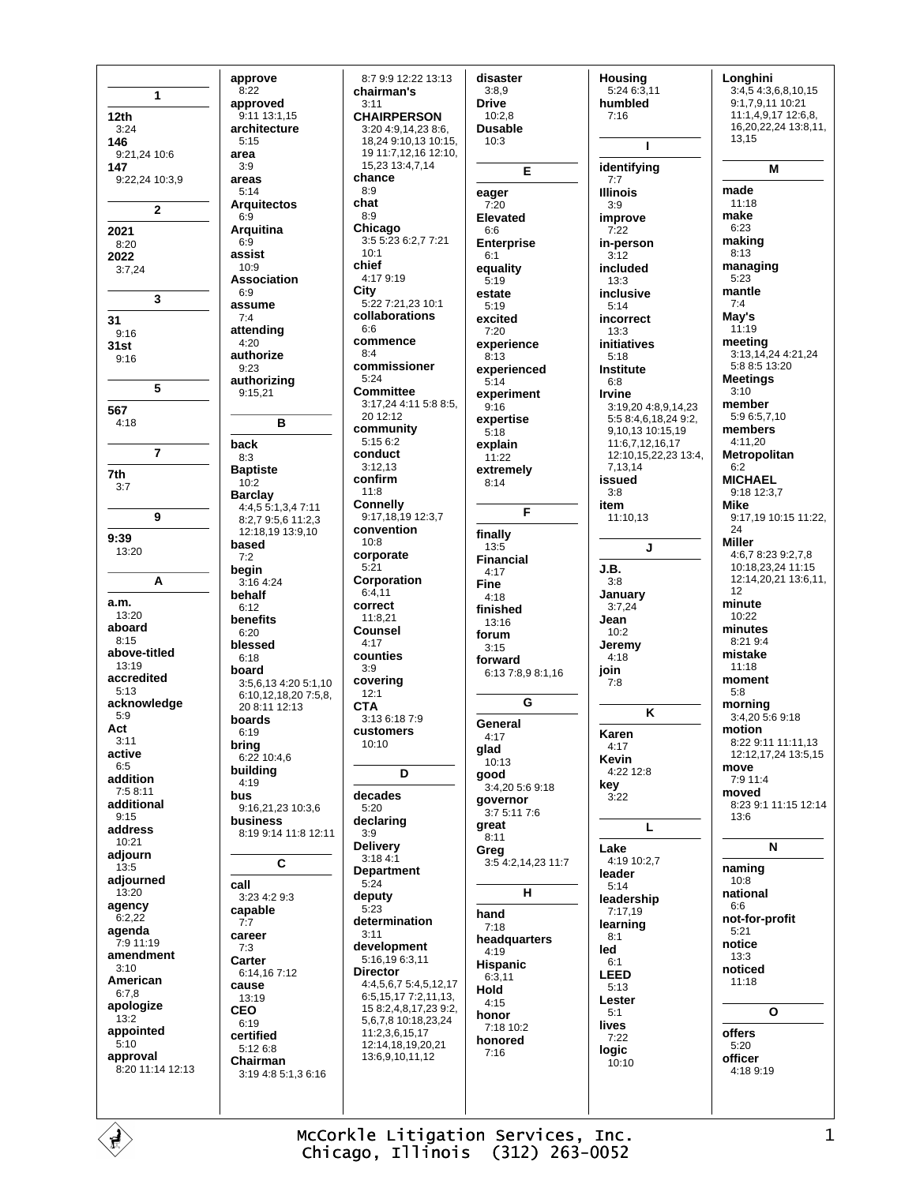## 1

**12th**
3:24

**146**
9:21,24 10:6

**147**
9:22,24 10:3,9

## 2

**2021**
8:20

**2022**
3:7,24

## 3

**31**
9:16

**31st**
9:16

## 5

**567**
4:18

## 7

**7th**
3:7

## 9

**9:39**
13:20

## A

**a.m.**
13:20

**aboard**
8:15

**above-titled**
13:19

**accredited**
5:13

**acknowledge**
5:9

**Act**
3:11

**active**
6:5

**addition**
7:5 8:11

**additional**
9:15

**address**
10:21

**adjourn**
13:5

**adjourned**
13:20

**agency**
6:2,22

**agenda**
7:9 11:19

**amendment**
3:10

**American**
6:7,8

**apologize**
13:2

**appointed**
5:10

**approval**
8:20 11:14 12:13

**approve**
8:22

**approved**
9:11 13:1,15

**architecture**
5:15

**area**
3:9

**areas**
5:14

**Arquitectos**
6:9

**Arquitina**
6:9

**assist**
10:9

**Association**
6:9

**assume**
7:4

**attending**
4:20

**authorize**
9:23

**authorizing**
9:15,21

## B

**back**
8:3

**Baptiste**
10:2

**Barclay**
4:4,5 5:1,3,4 7:11 8:2,7 9:5,6 11:2,3 12:18,19 13:9,10

**based**
7:2

**begin**
3:16 4:24

**behalf**
6:12

**benefits**
6:20

**blessed**
6:18

**board**
3:5,6,13 4:20 5:1,10 6:10,12,18,20 7:5,8, 20 8:11 12:13

**boards**
6:19

**bring**
6:22 10:4,6

**building**
4:19

**bus**
9:16,21,23 10:3,6

**business**
8:19 9:14 11:8 12:11

## C

**call**
3:23 4:2 9:3

**capable**
7:7

**career**
7:3

**Carter**
6:14,16 7:12

**cause**
13:19

**CEO**
6:19

**certified**
5:12 6:8

**Chairman**
3:19 4:8 5:1,3 6:16 8:7 9:9 12:22 13:13

**chairman's**
3:11

**CHAIRPERSON**
3:20 4:9,14,23 8:6, 18,24 9:10,13 10:15, 19 11:7,12,16 12:10, 15,23 13:4,7,14

**chance**
8:9

**chat**
8:9

**Chicago**
3:5 5:23 6:2,7 7:21 10:1

**chief**
4:17 9:19

**City**
5:22 7:21,23 10:1

**collaborations**
6:6

**commence**
8:4

**commissioner**
5:24

**Committee**
3:17,24 4:11 5:8 8:5, 20 12:12

**community**
5:15 6:2

**conduct**
3:12,13

**confirm**
11:8

**Connelly**
9:17,18,19 12:3,7

**convention**
10:8

**corporate**
5:21

**Corporation**
6:4,11

**correct**
11:8,21

**Counsel**
4:17

**counties**
3:9

**covering**
12:1

**CTA**
3:13 6:18 7:9

**customers**
10:10

## D

**decades**
5:20

**declaring**
3:9

**Delivery**
3:18 4:1

**Department**
5:24

**deputy**
5:23

**determination**
3:11

**development**
5:16,19 6:3,11

**Director**
4:4,5,6,7 5:4,5,12,17 6:5,15,17 7:2,11,13, 15 8:2,4,8,17,23 9:2, 5,6,7,8 10:18,23,24 11:2,3,6,15,17 12:14,18,19,20,21 13:6,9,10,11,12

**disaster**
3:8,9

**Drive**
10:2,8

**Dusable**
10:3

## E

**eager**
7:20

**Elevated**
6:6

**Enterprise**
6:1

**equality**
5:19

**estate**
5:19

**excited**
7:20

**experience**
8:13

**experienced**
5:14

**experiment**
9:16

**expertise**
5:18

**explain**
11:22

**extremely**
8:14

## F

**finally**
13:5

**Financial**
4:17

**Fine**
4:18

**finished**
13:16

**forum**
3:15

**forward**
6:13 7:8,9 8:1,16

## G

**General**
4:17

**glad**
10:13

**good**
3:4,20 5:6 9:18

**governor**
3:7 5:11 7:6

**great**
8:11

**Greg**
3:5 4:2,14,23 11:7

## H

**hand**
7:18

**headquarters**
4:19

**Hispanic**
6:3,11

**Hold**
4:15

**honor**
7:18 10:2

**honored**
7:16

**Housing**
5:24 6:3,11

**humbled**
7:16

## I

**identifying**
7:7

**Illinois**
3:9

**improve**
7:22

**in-person**
3:12

**included**
13:3

**inclusive**
5:14

**incorrect**
13:3

**initiatives**
5:18

**Institute**
6:8

**Irvine**
3:19,20 4:8,9,14,23 5:5 8:4,6,18,24 9:2, 9,10,13 10:15,19 11:6,7,12,16,17 12:10,15,22,23 13:4, 7,13,14

**issued**
3:8

**item**
11:10,13

## J

**J.B.**
3:8

**January**
3:7,24

**Jean**
10:2

**Jeremy**
4:18

**join**
7:8

## K

**Karen**
4:17

**Kevin**
4:22 12:8

**key**
3:22

## L

**Lake**
4:19 10:2,7

**leader**
5:14

**leadership**
7:17,19

**learning**
8:1

**led**
6:1

**LEED**
5:13

**Lester**
5:1

**lives**
7:22

**logic**
10:10

**Longhini**
3:4,5 4:3,6,8,10,15 9:1,7,9,11 10:21 11:1,4,9,17 12:6,8, 16,20,22,24 13:8,11, 13,15

## M

**made**
11:18

**make**
6:23

**making**
8:13

**managing**
5:23

**mantle**
7:4

**May's**
11:19

**meeting**
3:13,14,24 4:21,24 5:8 8:5 13:20

**Meetings**
3:10

**member**
5:9 6:5,7,10

**members**
4:11,20

**Metropolitan**
6:2

**MICHAEL**
9:18 12:3,7

**Mike**
9:17,19 10:15 11:22, 24

**Miller**
4:6,7 8:23 9:2,7,8 10:18,23,24 11:15 12:14,20,21 13:6,11, 12

**minute**
10:22

**minutes**
8:21 9:4

**mistake**
11:18

**moment**
5:8

**morning**
3:4,20 5:6 9:18

**motion**
8:22 9:11 11:11,13 12:12,17,24 13:5,15

**move**
7:9 11:4

**moved**
8:23 9:1 11:15 12:14 13:6

## N

**naming**
10:8

**national**
6:6

**not-for-profit**
5:21

**notice**
13:3

**noticed**
11:18

## O

**offers**
5:20

**officer**
4:18 9:19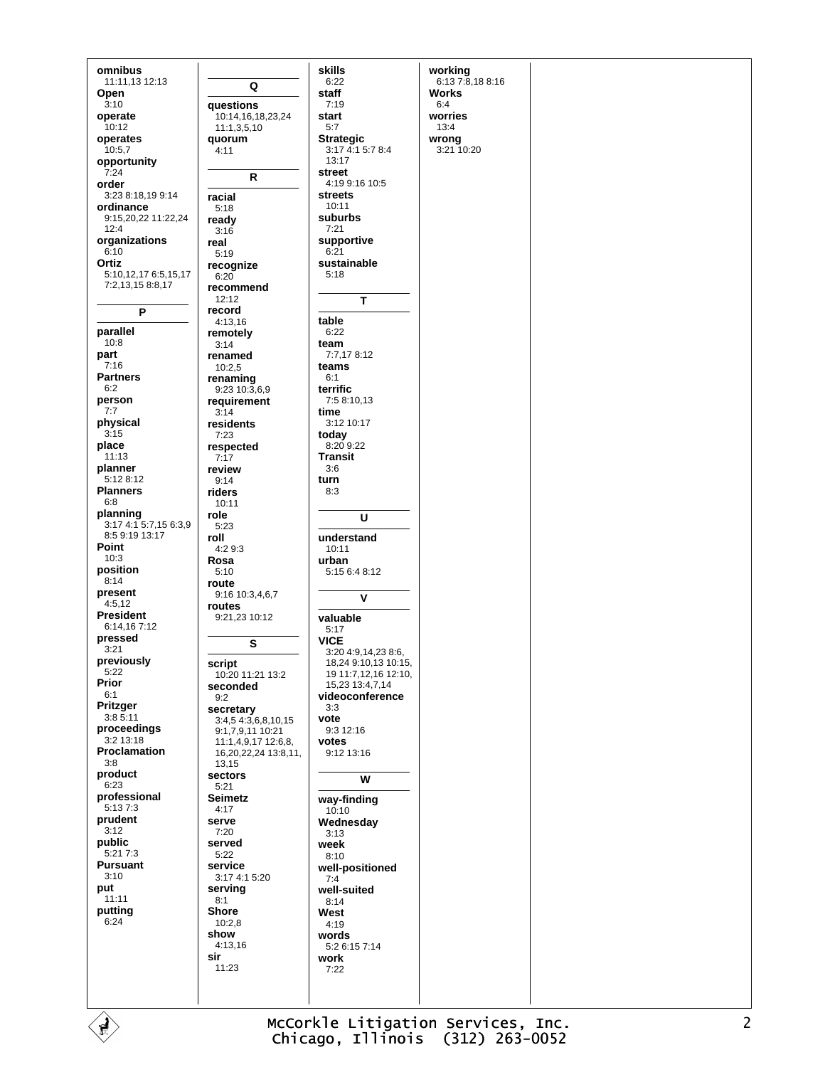**omnibus**
11:11,13 12:13
**Open**
3:10
**operate**
10:12
**operates**
10:5,7
**opportunity**
7:24
**order**
3:23 8:18,19 9:14
**ordinance**
9:15,20,22 11:22,24 12:4
**organizations**
6:10
**Ortiz**
5:10,12,17 6:5,15,17 7:2,13,15 8:8,17

**P**

**parallel**
10:8
**part**
7:16
**Partners**
6:2
**person**
7:7
**physical**
3:15
**place**
11:13
**planner**
5:12 8:12
**Planners**
6:8
**planning**
3:17 4:1 5:7,15 6:3,9 8:5 9:19 13:17
**Point**
10:3
**position**
8:14
**present**
4:5,12
**President**
6:14,16 7:12
**pressed**
3:21
**previously**
5:22
**Prior**
6:1
**Pritzger**
3:8 5:11
**proceedings**
3:2 13:18
**Proclamation**
3:8
**product**
6:23
**professional**
5:13 7:3
**prudent**
3:12
**public**
5:21 7:3
**Pursuant**
3:10
**put**
11:11
**putting**
6:24

**Q**

**questions**
10:14,16,18,23,24 11:1,3,5,10
**quorum**
4:11

**R**

**racial**
5:18
**ready**
3:16
**real**
5:19
**recognize**
6:20
**recommend**
12:12
**record**
4:13,16
**remotely**
3:14
**renamed**
10:2,5
**renaming**
9:23 10:3,6,9
**requirement**
3:14
**residents**
7:23
**respected**
7:17
**review**
9:14
**riders**
10:11
**role**
5:23
**roll**
4:2 9:3
**Rosa**
5:10
**route**
9:16 10:3,4,6,7
**routes**
9:21,23 10:12

**S**

**script**
10:20 11:21 13:2
**seconded**
9:2
**secretary**
3:4,5 4:3,6,8,10,15 9:1,7,9,11 10:21 11:1,4,9,17 12:6,8, 16,20,22,24 13:8,11, 13,15
**sectors**
5:21
**Seimetz**
4:17
**serve**
7:20
**served**
5:22
**service**
3:17 4:1 5:20
**serving**
8:1
**Shore**
10:2,8
**show**
4:13,16
**sir**
11:23
**skills**
6:22
**staff**
7:19
**start**
5:7
**Strategic**
3:17 4:1 5:7 8:4 13:17
**street**
4:19 9:16 10:5
**streets**
10:11
**suburbs**
7:21
**supportive**
6:21
**sustainable**
5:18

**T**

**table**
6:22
**team**
7:7,17 8:12
**teams**
6:1
**terrific**
7:5 8:10,13
**time**
3:12 10:17
**today**
8:20 9:22
**Transit**
3:6
**turn**
8:3

**U**

**understand**
10:11
**urban**
5:15 6:4 8:12

**V**

**valuable**
5:17
**VICE**
3:20 4:9,14,23 8:6, 18,24 9:10,13 10:15, 19 11:7,12,16 12:10, 15,23 13:4,7,14
**videoconference**
3:3
**vote**
9:3 12:16
**votes**
9:12 13:16

**W**

**way-finding**
10:10
**Wednesday**
3:13
**week**
8:10
**well-positioned**
7:4
**well-suited**
8:14
**West**
4:19
**words**
5:2 6:15 7:14
**work**
7:22
**working**
6:13 7:8,18 8:16
**Works**
6:4
**worries**
13:4
**wrong**
3:21 10:20

McCorkle Litigation Services, Inc.
Chicago, Illinois (312) 263-0052